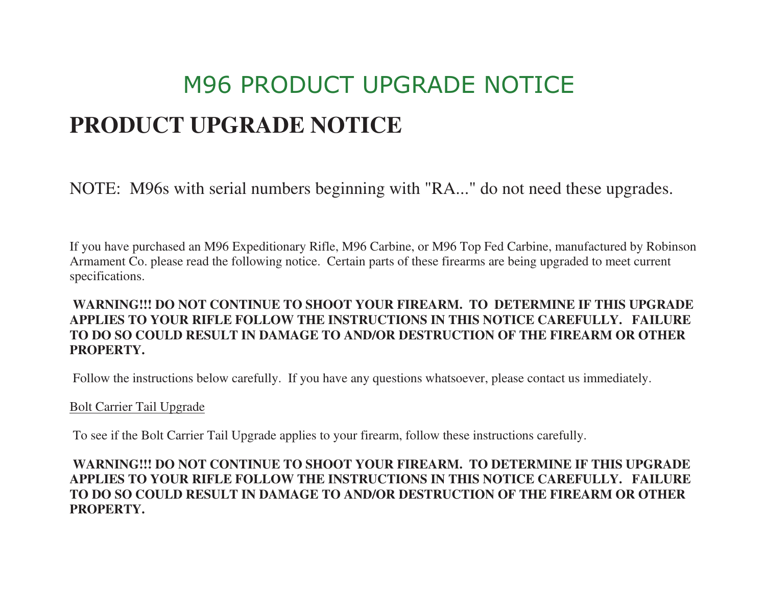# M96 PRODUCT UPGRADE NOTICE

## PRODUCT UPGRADE NOTICE

NOTE: M96s with serial numbers beginning with "RA..." do not need these upgrades.

If you have purchased an M96 Expeditionary Rifle, M96 Carbine, or M96 Top Fed Carbine, manufactured by Robinson Armament Co. please read the following notice. Certain parts of these firearms are being upgraded to meet current specifications.

**WARNING!!! DO NOT CONTINUE TO SHOOT YOUR FIREARM. TO DETERMINE IF THIS UPGRADE APPLIES TO YOUR RIFLE FOLLOW THE INSTRUCTIONS IN THIS NOTICE CAREFULLY. FAILURE TO DO SO COULD RESULT IN DAMAGE TO AND/OR DESTRUCTION OF THE FIREARM OR OTHER PROPERTY.**

Follow the instructions below carefully. If you have any questions whatsoever, please contact us immediately.

<u>Bolt Carrier Tail Upgrade</u>

To see if the Bolt Carrier Tail Upgrade applies to your firearm, follow these instructions carefully.

**WARNING!!! DO NOT CONTINUE TO SHOOT YOUR FIREARM. TO DETERMINE IF THIS UPGRADE APPLIES TO YOUR RIFLE FOLLOW THE INSTRUCTIONS IN THIS NOTICE CAREFULLY. FAILURE TO DO SO COULD RESULT IN DAMAGE TO AND/OR DESTRUCTION OF THE FIREARM OR OTHER PROPERTY.**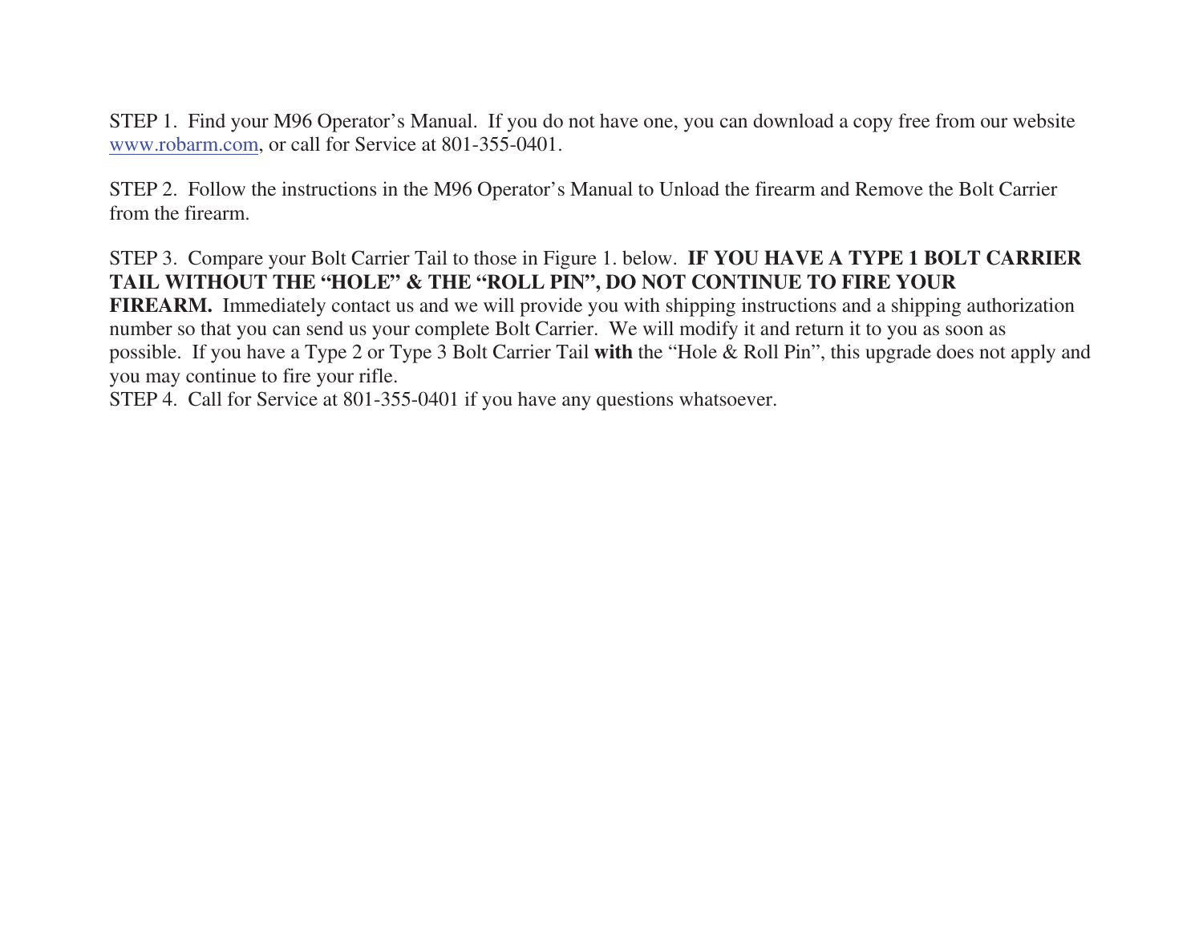STEP 1. Find your M96 Operator's Manual. If you do not have one, you can download a copy free from our website [www.robarm.com](http://www.robarm.com), or call for Service at 801-355-0401.

STEP 2. Follow the instructions in the M96 Operator's Manual to Unload the firearm and Remove the Bolt Carrier from the firearm.

STEP 3. Compare your Bolt Carrier Tail to those in Figure 1. below. **IF YOU HAVE A TYPE 1 BOLT CARRIER TAIL WITHOUT THE "HOLE" & THE "ROLL PIN", DO NOT CONTINUE TO FIRE YOUR FIREARM.** Immediately contact us and we will provide you with shipping instructions and a shipping authorization number so that you can send us your complete Bolt Carrier. We will modify it and return it to you as soon as possible. If you have a Type 2 or Type 3 Bolt Carrier Tail **with** the "Hole & Roll Pin", this upgrade does not apply and you may continue to fire your rifle.

STEP 4. Call for Service at 801-355-0401 if you have any questions whatsoever.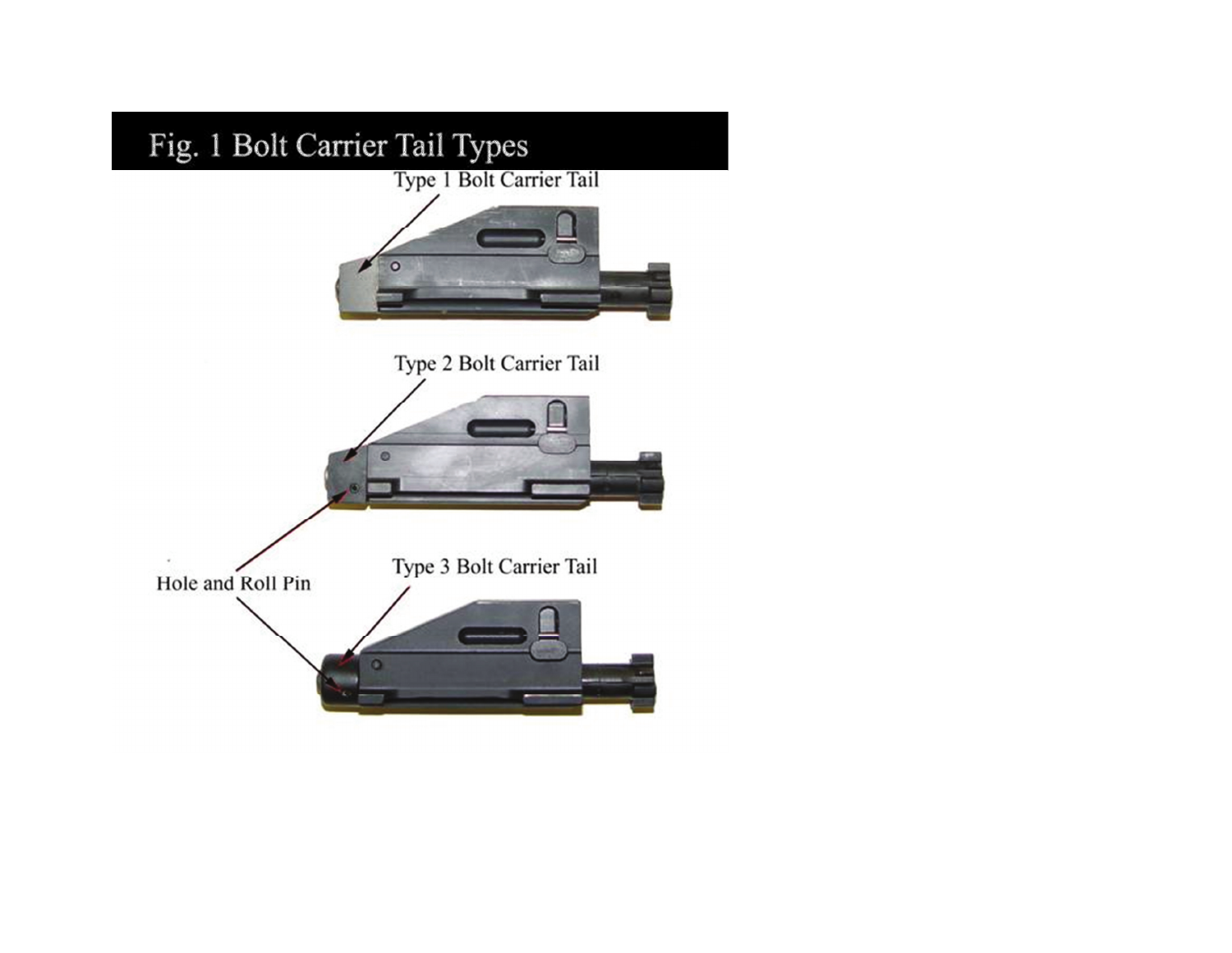# Fig. 1 Bolt Carrier Tail Types

Type 1 Bolt Carrier Tail

Type 2 Bolt Carrier Tail

Hole and Roll Pin

Type 3 Bolt Carrier Tail